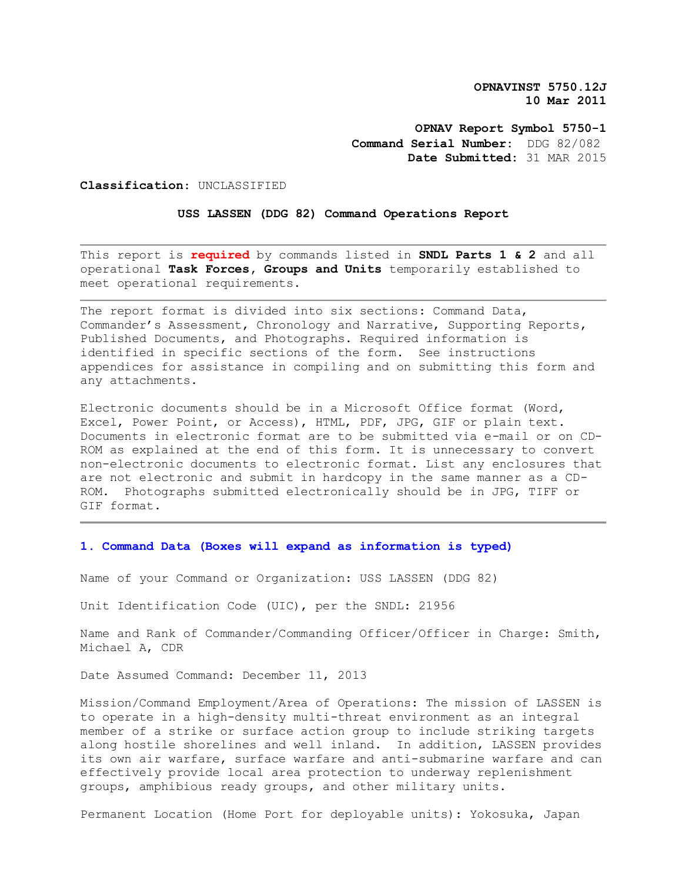**OPNAVINST 5750.12J**
**10 Mar 2011**

**OPNAV Report Symbol 5750-1**
**Command Serial Number:** DDG 82/082
**Date Submitted:** 31 MAR 2015

**Classification:** UNCLASSIFIED

**USS LASSEN (DDG 82) Command Operations Report**

---

This report is **required** by commands listed in **SNDL Parts 1 & 2** and all operational **Task Forces, Groups and Units** temporarily established to meet operational requirements.

---

The report format is divided into six sections: Command Data, Commander's Assessment, Chronology and Narrative, Supporting Reports, Published Documents, and Photographs. Required information is identified in specific sections of the form. See instructions appendices for assistance in compiling and on submitting this form and any attachments.

Electronic documents should be in a Microsoft Office format (Word, Excel, Power Point, or Access), HTML, PDF, JPG, GIF or plain text. Documents in electronic format are to be submitted via e-mail or on CD-ROM as explained at the end of this form. It is unnecessary to convert non-electronic documents to electronic format. List any enclosures that are not electronic and submit in hardcopy in the same manner as a CD-ROM. Photographs submitted electronically should be in JPG, TIFF or GIF format.

---

## 1. Command Data (Boxes will expand as information is typed)

Name of your Command or Organization: USS LASSEN (DDG 82)

Unit Identification Code (UIC), per the SNDL: 21956

Name and Rank of Commander/Commanding Officer/Officer in Charge: Smith, Michael A, CDR

Date Assumed Command: December 11, 2013

Mission/Command Employment/Area of Operations: The mission of LASSEN is to operate in a high-density multi-threat environment as an integral member of a strike or surface action group to include striking targets along hostile shorelines and well inland. In addition, LASSEN provides its own air warfare, surface warfare and anti-submarine warfare and can effectively provide local area protection to underway replenishment groups, amphibious ready groups, and other military units.

Permanent Location (Home Port for deployable units): Yokosuka, Japan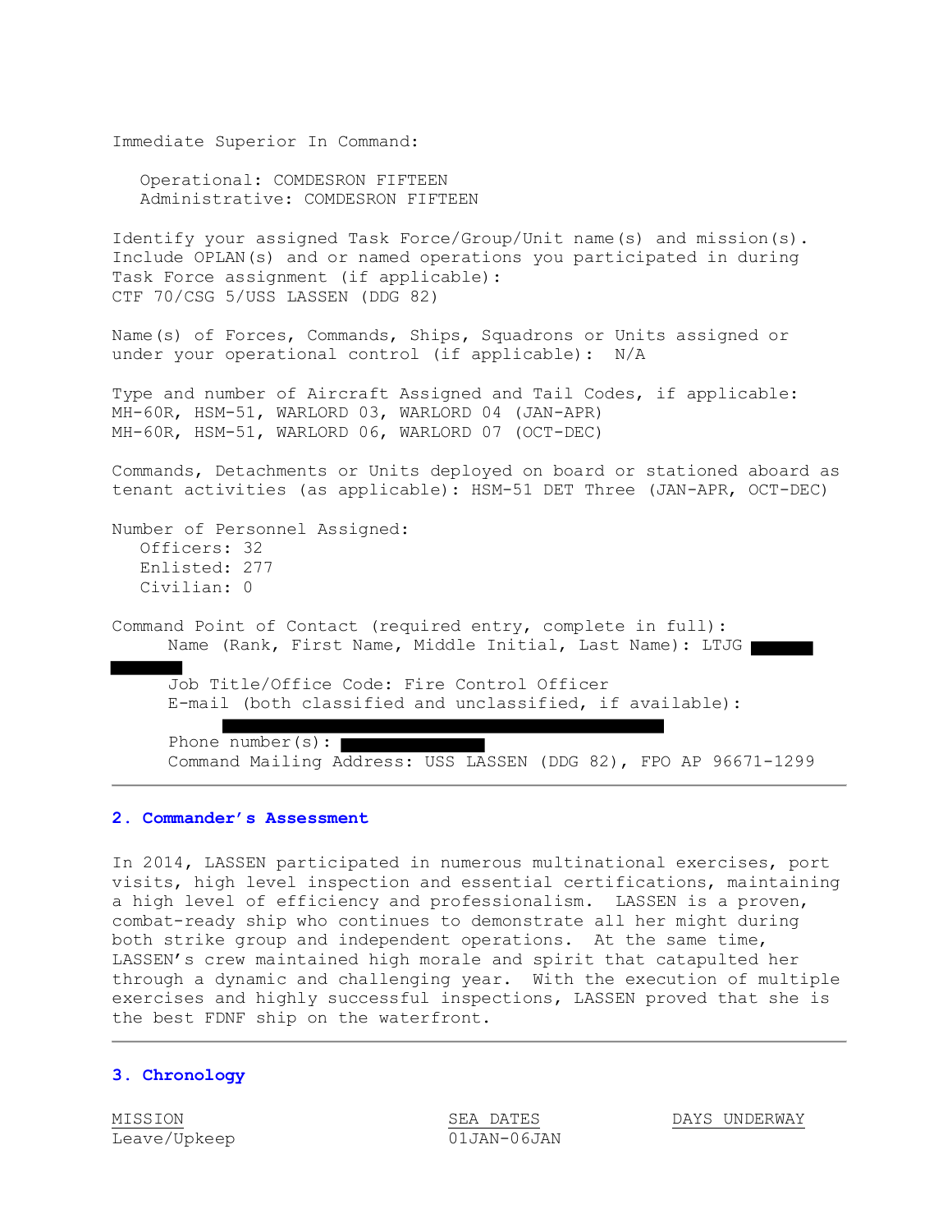Immediate Superior In Command:

Operational: COMDESRON FIFTEEN
Administrative: COMDESRON FIFTEEN

Identify your assigned Task Force/Group/Unit name(s) and mission(s). Include OPLAN(s) and or named operations you participated in during Task Force assignment (if applicable):
CTF 70/CSG 5/USS LASSEN (DDG 82)

Name(s) of Forces, Commands, Ships, Squadrons or Units assigned or under your operational control (if applicable): N/A

Type and number of Aircraft Assigned and Tail Codes, if applicable:
MH-60R, HSM-51, WARLORD 03, WARLORD 04 (JAN-APR)
MH-60R, HSM-51, WARLORD 06, WARLORD 07 (OCT-DEC)

Commands, Detachments or Units deployed on board or stationed aboard as tenant activities (as applicable): HSM-51 DET Three (JAN-APR, OCT-DEC)

Number of Personnel Assigned:
Officers: 32
Enlisted: 277
Civilian: 0

Command Point of Contact (required entry, complete in full):
Name (Rank, First Name, Middle Initial, Last Name): LTJG [REDACTED]
Job Title/Office Code: Fire Control Officer
E-mail (both classified and unclassified, if available): [REDACTED]
Phone number(s): [REDACTED]
Command Mailing Address: USS LASSEN (DDG 82), FPO AP 96671-1299

---

## 2. Commander's Assessment

In 2014, LASSEN participated in numerous multinational exercises, port visits, high level inspection and essential certifications, maintaining a high level of efficiency and professionalism. LASSEN is a proven, combat-ready ship who continues to demonstrate all her might during both strike group and independent operations. At the same time, LASSEN's crew maintained high morale and spirit that catapulted her through a dynamic and challenging year. With the execution of multiple exercises and highly successful inspections, LASSEN proved that she is the best FDNF ship on the waterfront.

---

## 3. Chronology

| MISSION | SEA DATES | DAYS UNDERWAY |
|---|---|---|
| Leave/Upkeep | 01JAN-06JAN | |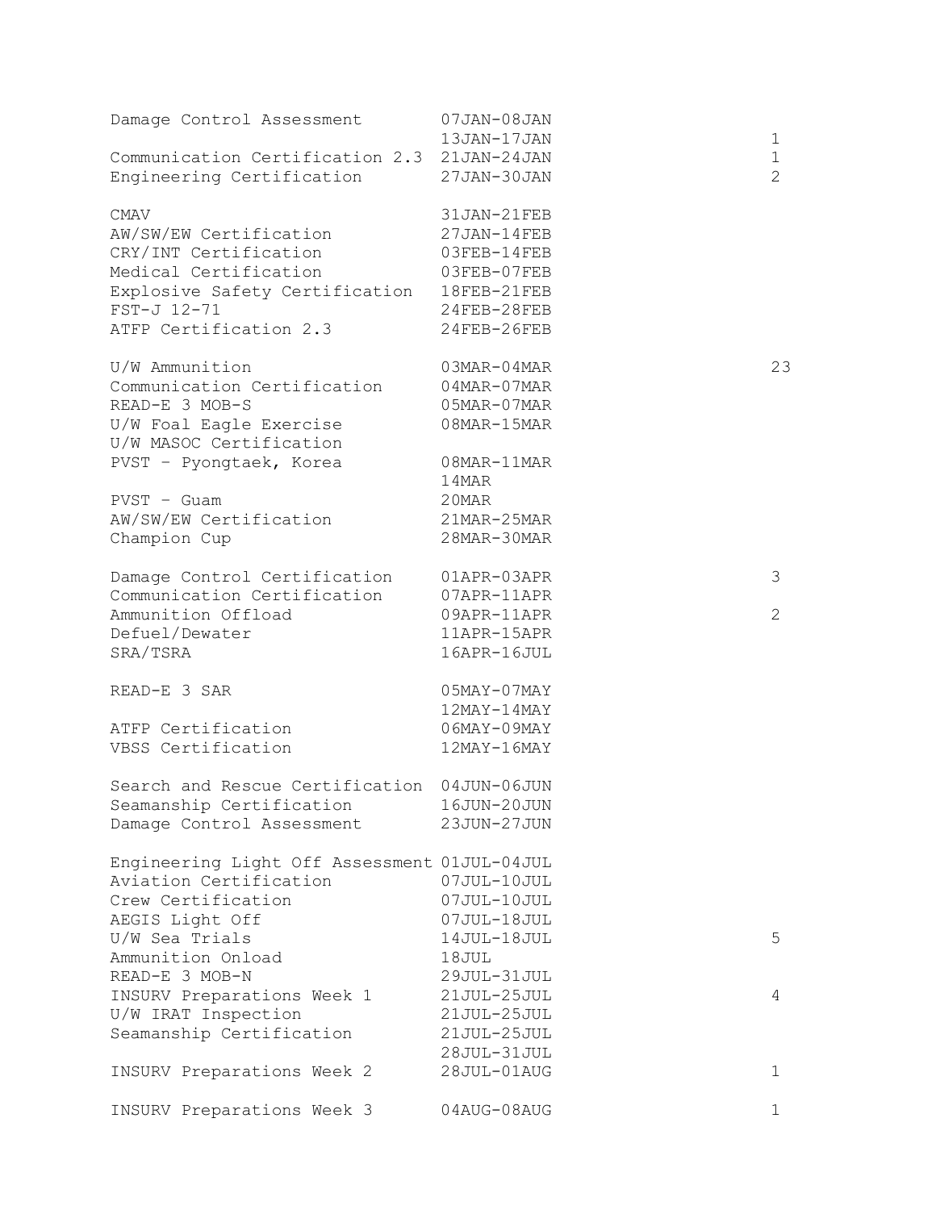| Event | Dates | |
|---|---|---|
| Damage Control Assessment | 07JAN-08JAN | |
| | 13JAN-17JAN | 1 |
| Communication Certification 2.3 | 21JAN-24JAN | 1 |
| Engineering Certification | 27JAN-30JAN | 2 |
| | | |
| CMAV | 31JAN-21FEB | |
| AW/SW/EW Certification | 27JAN-14FEB | |
| CRY/INT Certification | 03FEB-14FEB | |
| Medical Certification | 03FEB-07FEB | |
| Explosive Safety Certification | 18FEB-21FEB | |
| FST-J 12-71 | 24FEB-28FEB | |
| ATFP Certification 2.3 | 24FEB-26FEB | |
| | | |
| U/W Ammunition | 03MAR-04MAR | 23 |
| Communication Certification | 04MAR-07MAR | |
| READ-E 3 MOB-S | 05MAR-07MAR | |
| U/W Foal Eagle Exercise | 08MAR-15MAR | |
| U/W MASOC Certification | | |
| PVST - Pyongtaek, Korea | 08MAR-11MAR | |
| | 14MAR | |
| PVST - Guam | 20MAR | |
| AW/SW/EW Certification | 21MAR-25MAR | |
| Champion Cup | 28MAR-30MAR | |
| | | |
| Damage Control Certification | 01APR-03APR | 3 |
| Communication Certification | 07APR-11APR | |
| Ammunition Offload | 09APR-11APR | 2 |
| Defuel/Dewater | 11APR-15APR | |
| SRA/TSRA | 16APR-16JUL | |
| | | |
| READ-E 3 SAR | 05MAY-07MAY | |
| | 12MAY-14MAY | |
| ATFP Certification | 06MAY-09MAY | |
| VBSS Certification | 12MAY-16MAY | |
| | | |
| Search and Rescue Certification | 04JUN-06JUN | |
| Seamanship Certification | 16JUN-20JUN | |
| Damage Control Assessment | 23JUN-27JUN | |
| | | |
| Engineering Light Off Assessment | 01JUL-04JUL | |
| Aviation Certification | 07JUL-10JUL | |
| Crew Certification | 07JUL-10JUL | |
| AEGIS Light Off | 07JUL-18JUL | |
| U/W Sea Trials | 14JUL-18JUL | 5 |
| Ammunition Onload | 18JUL | |
| READ-E 3 MOB-N | 29JUL-31JUL | |
| INSURV Preparations Week 1 | 21JUL-25JUL | 4 |
| U/W IRAT Inspection | 21JUL-25JUL | |
| Seamanship Certification | 21JUL-25JUL | |
| | 28JUL-31JUL | |
| INSURV Preparations Week 2 | 28JUL-01AUG | 1 |
| | | |
| INSURV Preparations Week 3 | 04AUG-08AUG | 1 |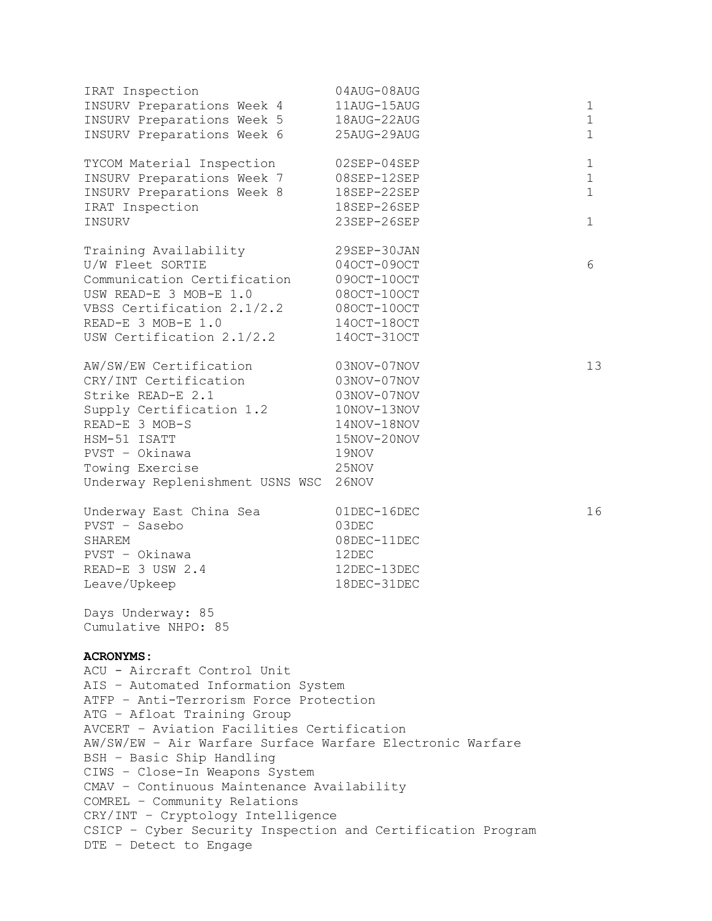| | | |
|---|---|---|
| IRAT Inspection | 04AUG-08AUG | |
| INSURV Preparations Week 4 | 11AUG-15AUG | 1 |
| INSURV Preparations Week 5 | 18AUG-22AUG | 1 |
| INSURV Preparations Week 6 | 25AUG-29AUG | 1 |
| | | |
| TYCOM Material Inspection | 02SEP-04SEP | 1 |
| INSURV Preparations Week 7 | 08SEP-12SEP | 1 |
| INSURV Preparations Week 8 | 18SEP-22SEP | 1 |
| IRAT Inspection | 18SEP-26SEP | |
| INSURV | 23SEP-26SEP | 1 |
| | | |
| Training Availability | 29SEP-30JAN | |
| U/W Fleet SORTIE | 04OCT-09OCT | 6 |
| Communication Certification | 09OCT-10OCT | |
| USW READ-E 3 MOB-E 1.0 | 08OCT-10OCT | |
| VBSS Certification 2.1/2.2 | 08OCT-10OCT | |
| READ-E 3 MOB-E 1.0 | 14OCT-18OCT | |
| USW Certification 2.1/2.2 | 14OCT-31OCT | |
| | | |
| AW/SW/EW Certification | 03NOV-07NOV | 13 |
| CRY/INT Certification | 03NOV-07NOV | |
| Strike READ-E 2.1 | 03NOV-07NOV | |
| Supply Certification 1.2 | 10NOV-13NOV | |
| READ-E 3 MOB-S | 14NOV-18NOV | |
| HSM-51 ISATT | 15NOV-20NOV | |
| PVST – Okinawa | 19NOV | |
| Towing Exercise | 25NOV | |
| Underway Replenishment USNS WSC | 26NOV | |
| | | |
| Underway East China Sea | 01DEC-16DEC | 16 |
| PVST – Sasebo | 03DEC | |
| SHAREM | 08DEC-11DEC | |
| PVST – Okinawa | 12DEC | |
| READ-E 3 USW 2.4 | 12DEC-13DEC | |
| Leave/Upkeep | 18DEC-31DEC | |

Days Underway: 85
Cumulative NHPO: 85

**ACRONYMS:**

ACU - Aircraft Control Unit
AIS – Automated Information System
ATFP – Anti-Terrorism Force Protection
ATG – Afloat Training Group
AVCERT – Aviation Facilities Certification
AW/SW/EW – Air Warfare Surface Warfare Electronic Warfare
BSH – Basic Ship Handling
CIWS – Close-In Weapons System
CMAV – Continuous Maintenance Availability
COMREL – Community Relations
CRY/INT – Cryptology Intelligence
CSICP – Cyber Security Inspection and Certification Program
DTE – Detect to Engage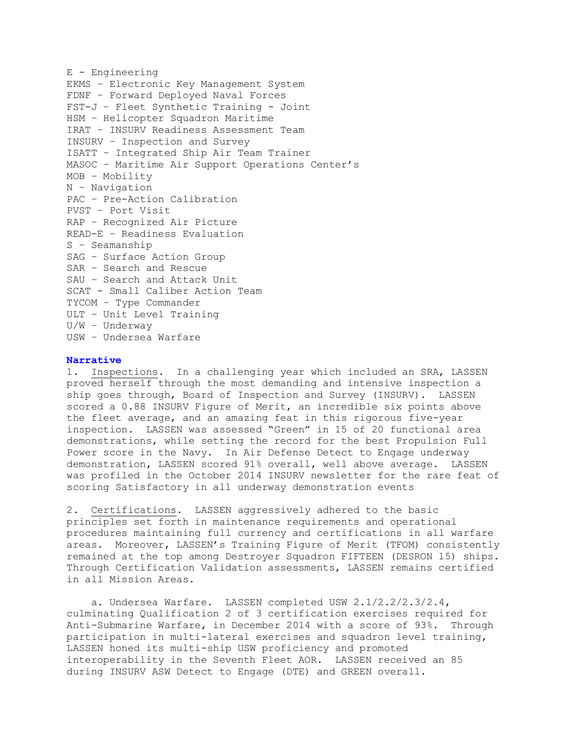E - Engineering
EKMS – Electronic Key Management System
FDNF – Forward Deployed Naval Forces
FST-J – Fleet Synthetic Training - Joint
HSM – Helicopter Squadron Maritime
IRAT – INSURV Readiness Assessment Team
INSURV – Inspection and Survey
ISATT – Integrated Ship Air Team Trainer
MASOC – Maritime Air Support Operations Center's
MOB – Mobility
N – Navigation
PAC – Pre-Action Calibration
PVST – Port Visit
RAP – Recognized Air Picture
READ-E – Readiness Evaluation
S – Seamanship
SAG – Surface Action Group
SAR – Search and Rescue
SAU – Search and Attack Unit
SCAT - Small Caliber Action Team
TYCOM – Type Commander
ULT – Unit Level Training
U/W – Underway
USW – Undersea Warfare

## Narrative

1. Inspections. In a challenging year which included an SRA, LASSEN proved herself through the most demanding and intensive inspection a ship goes through, Board of Inspection and Survey (INSURV). LASSEN scored a 0.88 INSURV Figure of Merit, an incredible six points above the fleet average, and an amazing feat in this rigorous five-year inspection. LASSEN was assessed "Green" in 15 of 20 functional area demonstrations, while setting the record for the best Propulsion Full Power score in the Navy. In Air Defense Detect to Engage underway demonstration, LASSEN scored 91% overall, well above average. LASSEN was profiled in the October 2014 INSURV newsletter for the rare feat of scoring Satisfactory in all underway demonstration events

2. Certifications. LASSEN aggressively adhered to the basic principles set forth in maintenance requirements and operational procedures maintaining full currency and certifications in all warfare areas. Moreover, LASSEN's Training Figure of Merit (TFOM) consistently remained at the top among Destroyer Squadron FIFTEEN (DESRON 15) ships. Through Certification Validation assessments, LASSEN remains certified in all Mission Areas.

a. Undersea Warfare. LASSEN completed USW 2.1/2.2/2.3/2.4, culminating Qualification 2 of 3 certification exercises required for Anti-Submarine Warfare, in December 2014 with a score of 93%. Through participation in multi-lateral exercises and squadron level training, LASSEN honed its multi-ship USW proficiency and promoted interoperability in the Seventh Fleet AOR. LASSEN received an 85 during INSURV ASW Detect to Engage (DTE) and GREEN overall.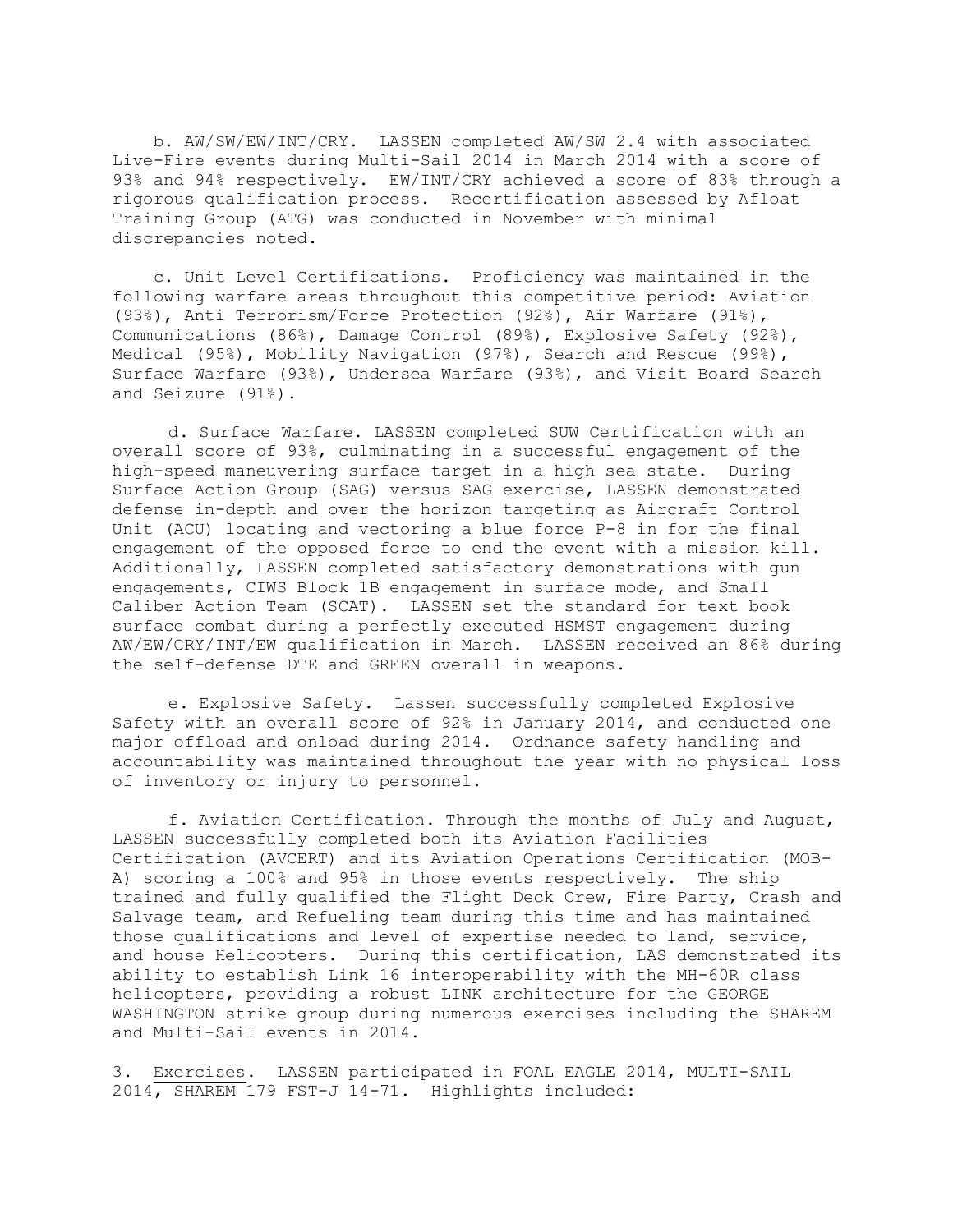b. AW/SW/EW/INT/CRY. LASSEN completed AW/SW 2.4 with associated Live-Fire events during Multi-Sail 2014 in March 2014 with a score of 93% and 94% respectively. EW/INT/CRY achieved a score of 83% through a rigorous qualification process. Recertification assessed by Afloat Training Group (ATG) was conducted in November with minimal discrepancies noted.

c. Unit Level Certifications. Proficiency was maintained in the following warfare areas throughout this competitive period: Aviation (93%), Anti Terrorism/Force Protection (92%), Air Warfare (91%), Communications (86%), Damage Control (89%), Explosive Safety (92%), Medical (95%), Mobility Navigation (97%), Search and Rescue (99%), Surface Warfare (93%), Undersea Warfare (93%), and Visit Board Search and Seizure (91%).

d. Surface Warfare. LASSEN completed SUW Certification with an overall score of 93%, culminating in a successful engagement of the high-speed maneuvering surface target in a high sea state. During Surface Action Group (SAG) versus SAG exercise, LASSEN demonstrated defense in-depth and over the horizon targeting as Aircraft Control Unit (ACU) locating and vectoring a blue force P-8 in for the final engagement of the opposed force to end the event with a mission kill. Additionally, LASSEN completed satisfactory demonstrations with gun engagements, CIWS Block 1B engagement in surface mode, and Small Caliber Action Team (SCAT). LASSEN set the standard for text book surface combat during a perfectly executed HSMST engagement during AW/EW/CRY/INT/EW qualification in March. LASSEN received an 86% during the self-defense DTE and GREEN overall in weapons.

e. Explosive Safety. Lassen successfully completed Explosive Safety with an overall score of 92% in January 2014, and conducted one major offload and onload during 2014. Ordnance safety handling and accountability was maintained throughout the year with no physical loss of inventory or injury to personnel.

f. Aviation Certification. Through the months of July and August, LASSEN successfully completed both its Aviation Facilities Certification (AVCERT) and its Aviation Operations Certification (MOB-A) scoring a 100% and 95% in those events respectively. The ship trained and fully qualified the Flight Deck Crew, Fire Party, Crash and Salvage team, and Refueling team during this time and has maintained those qualifications and level of expertise needed to land, service, and house Helicopters. During this certification, LAS demonstrated its ability to establish Link 16 interoperability with the MH-60R class helicopters, providing a robust LINK architecture for the GEORGE WASHINGTON strike group during numerous exercises including the SHAREM and Multi-Sail events in 2014.

3. Exercises. LASSEN participated in FOAL EAGLE 2014, MULTI-SAIL 2014, SHAREM 179 FST-J 14-71. Highlights included: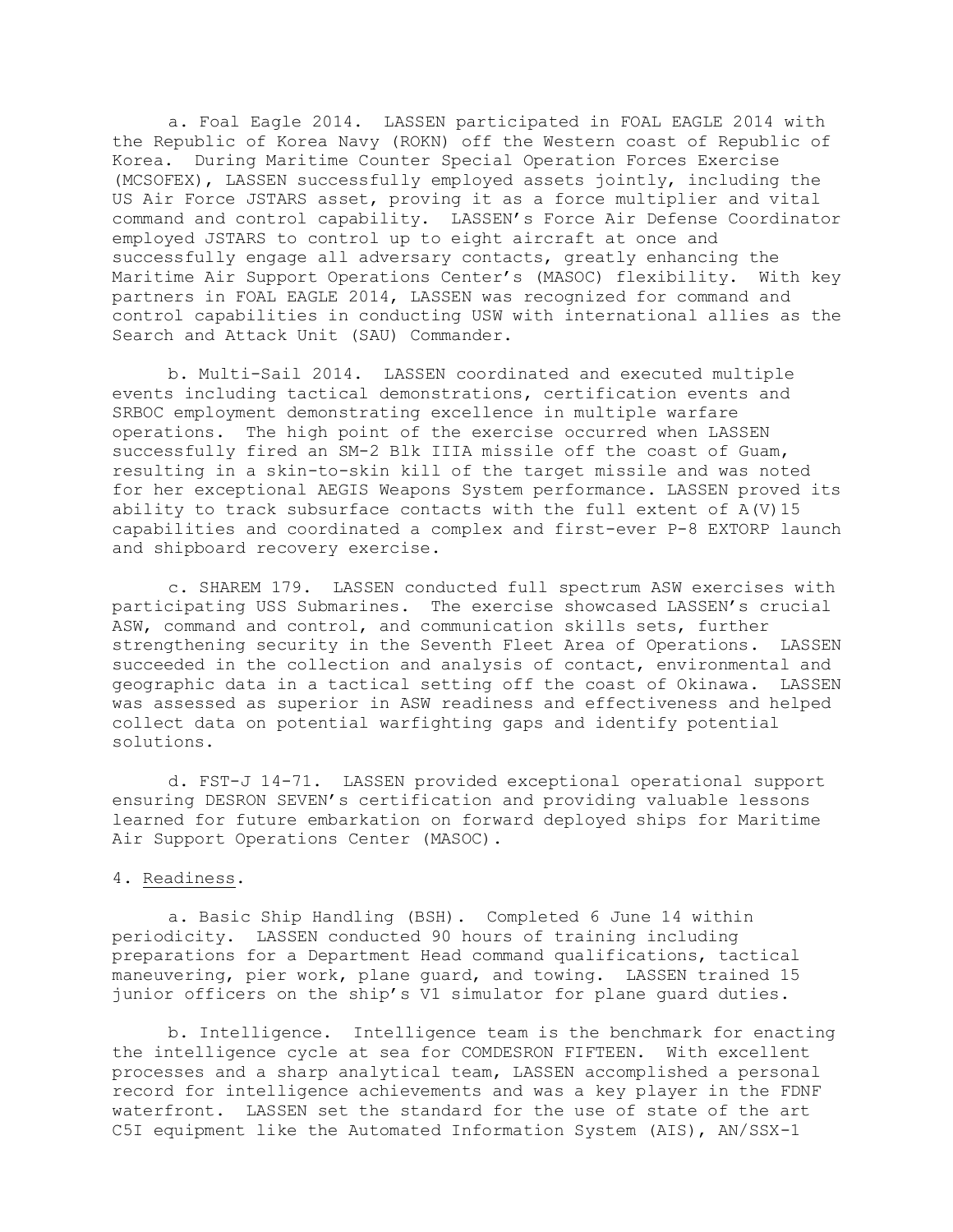a. Foal Eagle 2014. LASSEN participated in FOAL EAGLE 2014 with the Republic of Korea Navy (ROKN) off the Western coast of Republic of Korea. During Maritime Counter Special Operation Forces Exercise (MCSOFEX), LASSEN successfully employed assets jointly, including the US Air Force JSTARS asset, proving it as a force multiplier and vital command and control capability. LASSEN's Force Air Defense Coordinator employed JSTARS to control up to eight aircraft at once and successfully engage all adversary contacts, greatly enhancing the Maritime Air Support Operations Center's (MASOC) flexibility. With key partners in FOAL EAGLE 2014, LASSEN was recognized for command and control capabilities in conducting USW with international allies as the Search and Attack Unit (SAU) Commander.

b. Multi-Sail 2014. LASSEN coordinated and executed multiple events including tactical demonstrations, certification events and SRBOC employment demonstrating excellence in multiple warfare operations. The high point of the exercise occurred when LASSEN successfully fired an SM-2 Blk IIIA missile off the coast of Guam, resulting in a skin-to-skin kill of the target missile and was noted for her exceptional AEGIS Weapons System performance. LASSEN proved its ability to track subsurface contacts with the full extent of A(V)15 capabilities and coordinated a complex and first-ever P-8 EXTORP launch and shipboard recovery exercise.

c. SHAREM 179. LASSEN conducted full spectrum ASW exercises with participating USS Submarines. The exercise showcased LASSEN's crucial ASW, command and control, and communication skills sets, further strengthening security in the Seventh Fleet Area of Operations. LASSEN succeeded in the collection and analysis of contact, environmental and geographic data in a tactical setting off the coast of Okinawa. LASSEN was assessed as superior in ASW readiness and effectiveness and helped collect data on potential warfighting gaps and identify potential solutions.

d. FST-J 14-71. LASSEN provided exceptional operational support ensuring DESRON SEVEN's certification and providing valuable lessons learned for future embarkation on forward deployed ships for Maritime Air Support Operations Center (MASOC).

4. Readiness.

a. Basic Ship Handling (BSH). Completed 6 June 14 within periodicity. LASSEN conducted 90 hours of training including preparations for a Department Head command qualifications, tactical maneuvering, pier work, plane guard, and towing. LASSEN trained 15 junior officers on the ship's V1 simulator for plane guard duties.

b. Intelligence. Intelligence team is the benchmark for enacting the intelligence cycle at sea for COMDESRON FIFTEEN. With excellent processes and a sharp analytical team, LASSEN accomplished a personal record for intelligence achievements and was a key player in the FDNF waterfront. LASSEN set the standard for the use of state of the art C5I equipment like the Automated Information System (AIS), AN/SSX-1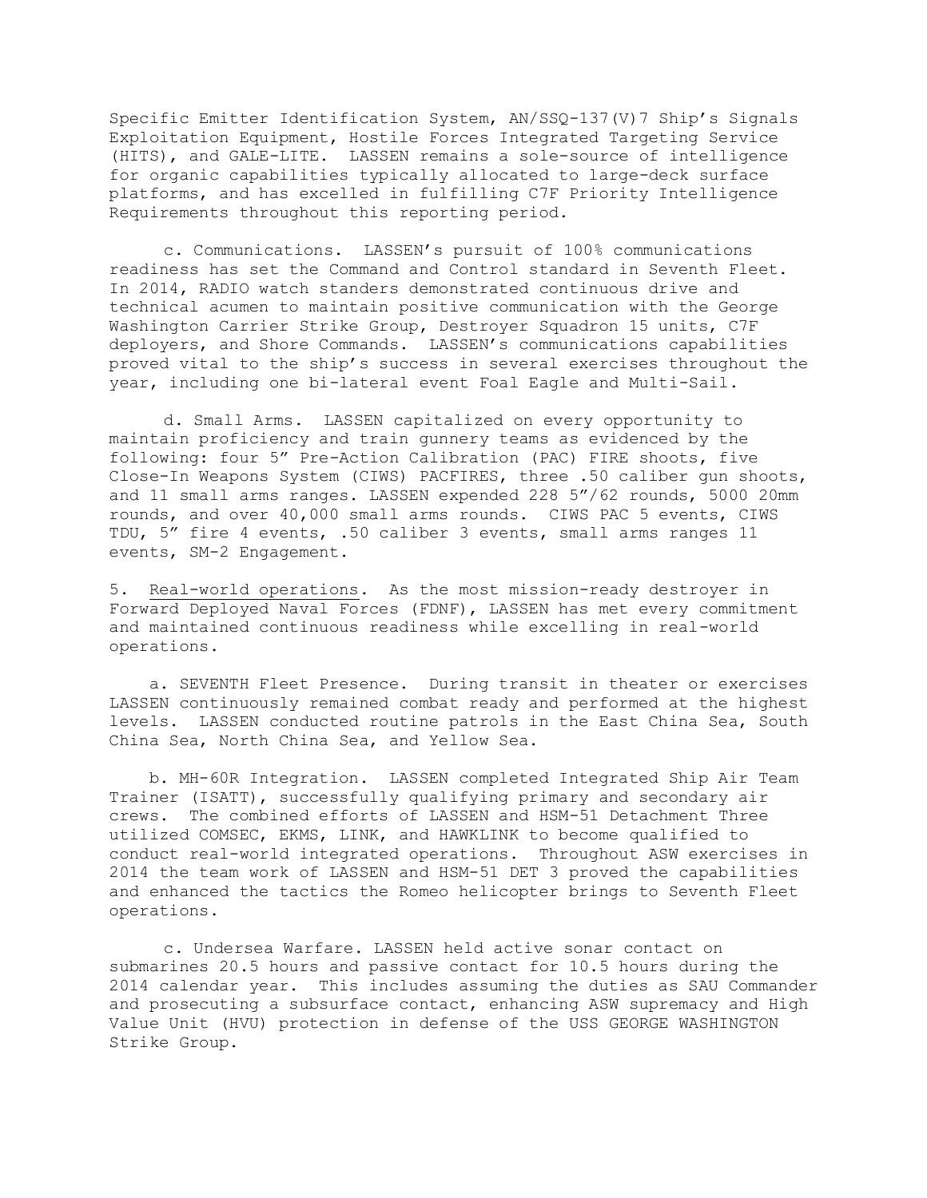Specific Emitter Identification System, AN/SSQ-137(V)7 Ship's Signals Exploitation Equipment, Hostile Forces Integrated Targeting Service (HITS), and GALE-LITE. LASSEN remains a sole-source of intelligence for organic capabilities typically allocated to large-deck surface platforms, and has excelled in fulfilling C7F Priority Intelligence Requirements throughout this reporting period.

c. Communications. LASSEN's pursuit of 100% communications readiness has set the Command and Control standard in Seventh Fleet. In 2014, RADIO watch standers demonstrated continuous drive and technical acumen to maintain positive communication with the George Washington Carrier Strike Group, Destroyer Squadron 15 units, C7F deployers, and Shore Commands. LASSEN's communications capabilities proved vital to the ship's success in several exercises throughout the year, including one bi-lateral event Foal Eagle and Multi-Sail.

d. Small Arms. LASSEN capitalized on every opportunity to maintain proficiency and train gunnery teams as evidenced by the following: four 5" Pre-Action Calibration (PAC) FIRE shoots, five Close-In Weapons System (CIWS) PACFIRES, three .50 caliber gun shoots, and 11 small arms ranges. LASSEN expended 228 5"/62 rounds, 5000 20mm rounds, and over 40,000 small arms rounds. CIWS PAC 5 events, CIWS TDU, 5" fire 4 events, .50 caliber 3 events, small arms ranges 11 events, SM-2 Engagement.

5. Real-world operations. As the most mission-ready destroyer in Forward Deployed Naval Forces (FDNF), LASSEN has met every commitment and maintained continuous readiness while excelling in real-world operations.

a. SEVENTH Fleet Presence. During transit in theater or exercises LASSEN continuously remained combat ready and performed at the highest levels. LASSEN conducted routine patrols in the East China Sea, South China Sea, North China Sea, and Yellow Sea.

b. MH-60R Integration. LASSEN completed Integrated Ship Air Team Trainer (ISATT), successfully qualifying primary and secondary air crews. The combined efforts of LASSEN and HSM-51 Detachment Three utilized COMSEC, EKMS, LINK, and HAWKLINK to become qualified to conduct real-world integrated operations. Throughout ASW exercises in 2014 the team work of LASSEN and HSM-51 DET 3 proved the capabilities and enhanced the tactics the Romeo helicopter brings to Seventh Fleet operations.

c. Undersea Warfare. LASSEN held active sonar contact on submarines 20.5 hours and passive contact for 10.5 hours during the 2014 calendar year. This includes assuming the duties as SAU Commander and prosecuting a subsurface contact, enhancing ASW supremacy and High Value Unit (HVU) protection in defense of the USS GEORGE WASHINGTON Strike Group.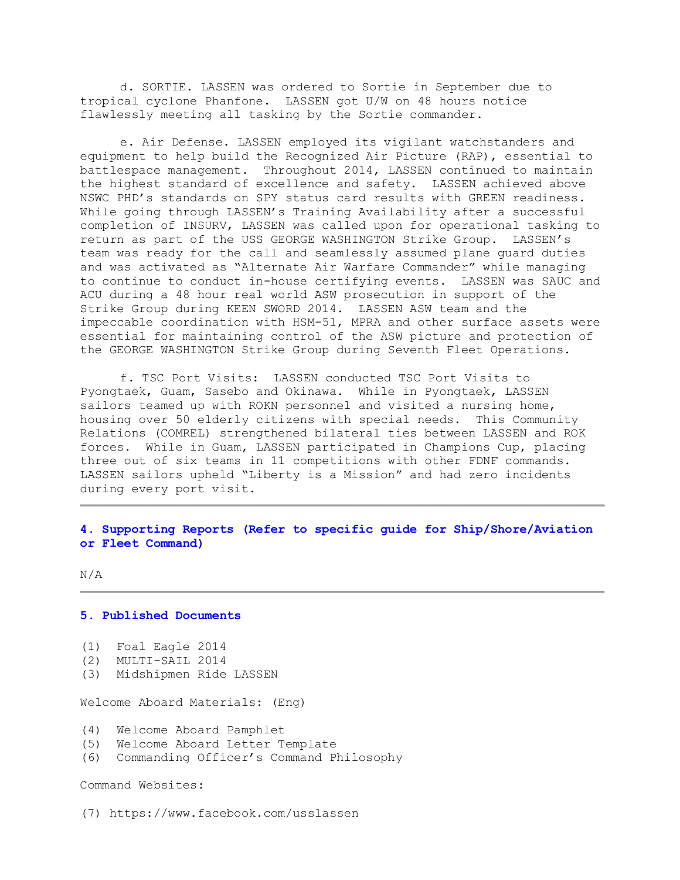d. SORTIE. LASSEN was ordered to Sortie in September due to tropical cyclone Phanfone. LASSEN got U/W on 48 hours notice flawlessly meeting all tasking by the Sortie commander.

e. Air Defense. LASSEN employed its vigilant watchstanders and equipment to help build the Recognized Air Picture (RAP), essential to battlespace management. Throughout 2014, LASSEN continued to maintain the highest standard of excellence and safety. LASSEN achieved above NSWC PHD's standards on SPY status card results with GREEN readiness. While going through LASSEN's Training Availability after a successful completion of INSURV, LASSEN was called upon for operational tasking to return as part of the USS GEORGE WASHINGTON Strike Group. LASSEN's team was ready for the call and seamlessly assumed plane guard duties and was activated as "Alternate Air Warfare Commander" while managing to continue to conduct in-house certifying events. LASSEN was SAUC and ACU during a 48 hour real world ASW prosecution in support of the Strike Group during KEEN SWORD 2014. LASSEN ASW team and the impeccable coordination with HSM-51, MPRA and other surface assets were essential for maintaining control of the ASW picture and protection of the GEORGE WASHINGTON Strike Group during Seventh Fleet Operations.

f. TSC Port Visits: LASSEN conducted TSC Port Visits to Pyongtaek, Guam, Sasebo and Okinawa. While in Pyongtaek, LASSEN sailors teamed up with ROKN personnel and visited a nursing home, housing over 50 elderly citizens with special needs. This Community Relations (COMREL) strengthened bilateral ties between LASSEN and ROK forces. While in Guam, LASSEN participated in Champions Cup, placing three out of six teams in 11 competitions with other FDNF commands. LASSEN sailors upheld "Liberty is a Mission" and had zero incidents during every port visit.

---

## 4. Supporting Reports (Refer to specific guide for Ship/Shore/Aviation or Fleet Command)

N/A

---

## 5. Published Documents

(1) Foal Eagle 2014
(2) MULTI-SAIL 2014
(3) Midshipmen Ride LASSEN

Welcome Aboard Materials: (Eng)

(4) Welcome Aboard Pamphlet
(5) Welcome Aboard Letter Template
(6) Commanding Officer's Command Philosophy

Command Websites:

(7) https://www.facebook.com/usslassen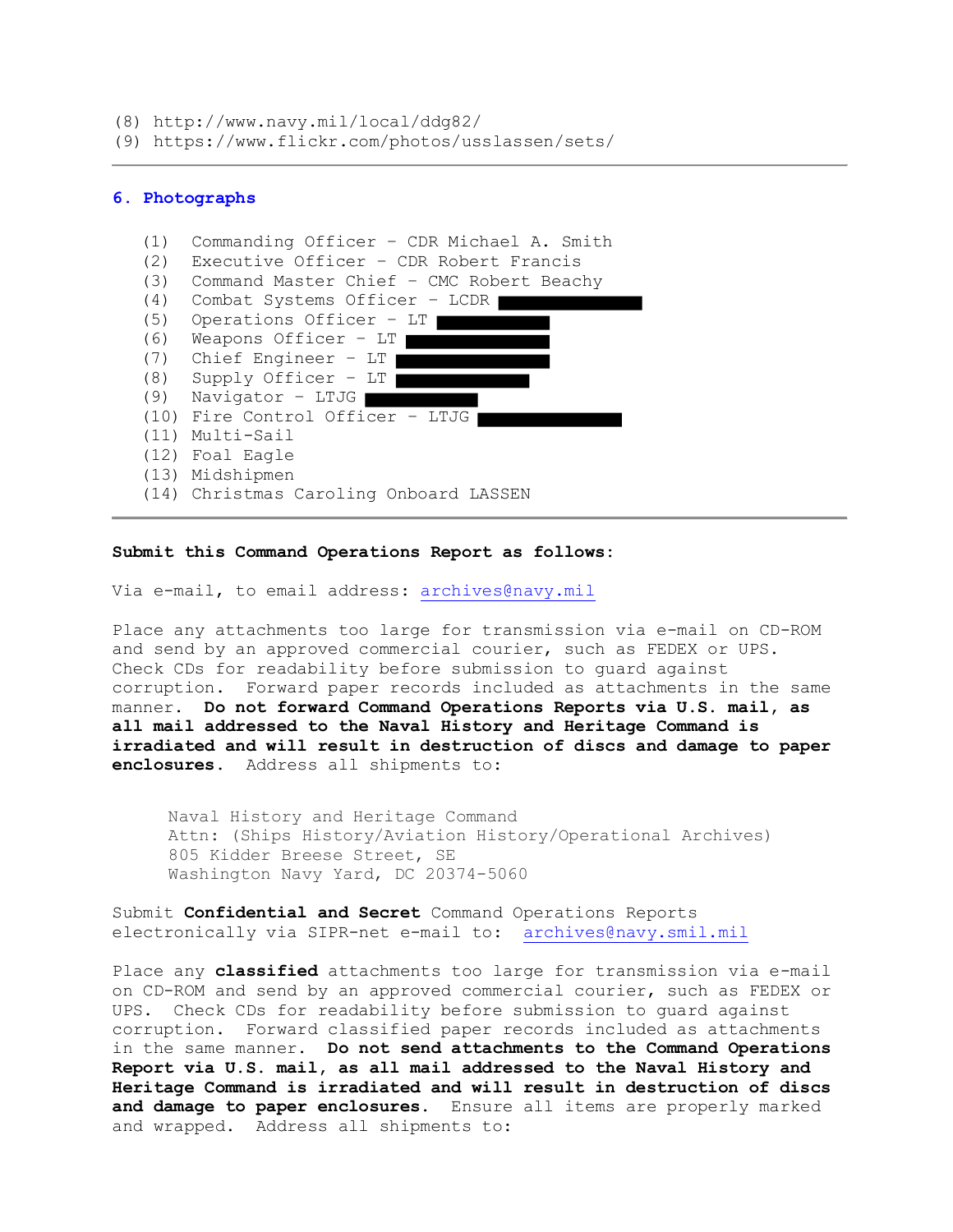(8) http://www.navy.mil/local/ddg82/
(9) https://www.flickr.com/photos/usslassen/sets/

---

## 6. Photographs

(1) Commanding Officer – CDR Michael A. Smith
(2) Executive Officer – CDR Robert Francis
(3) Command Master Chief – CMC Robert Beachy
(4) Combat Systems Officer – LCDR [REDACTED]
(5) Operations Officer – LT [REDACTED]
(6) Weapons Officer – LT [REDACTED]
(7) Chief Engineer – LT [REDACTED]
(8) Supply Officer – LT [REDACTED]
(9) Navigator – LTJG [REDACTED]
(10) Fire Control Officer – LTJG [REDACTED]
(11) Multi-Sail
(12) Foal Eagle
(13) Midshipmen
(14) Christmas Caroling Onboard LASSEN

---

**Submit this Command Operations Report as follows:**

Via e-mail, to email address: archives@navy.mil

Place any attachments too large for transmission via e-mail on CD-ROM and send by an approved commercial courier, such as FEDEX or UPS. Check CDs for readability before submission to guard against corruption. Forward paper records included as attachments in the same manner. **Do not forward Command Operations Reports via U.S. mail, as all mail addressed to the Naval History and Heritage Command is irradiated and will result in destruction of discs and damage to paper enclosures.** Address all shipments to:

Naval History and Heritage Command
Attn: (Ships History/Aviation History/Operational Archives)
805 Kidder Breese Street, SE
Washington Navy Yard, DC 20374-5060

Submit **Confidential and Secret** Command Operations Reports electronically via SIPR-net e-mail to: archives@navy.smil.mil

Place any **classified** attachments too large for transmission via e-mail on CD-ROM and send by an approved commercial courier, such as FEDEX or UPS. Check CDs for readability before submission to guard against corruption. Forward classified paper records included as attachments in the same manner. **Do not send attachments to the Command Operations Report via U.S. mail, as all mail addressed to the Naval History and Heritage Command is irradiated and will result in destruction of discs and damage to paper enclosures.** Ensure all items are properly marked and wrapped. Address all shipments to: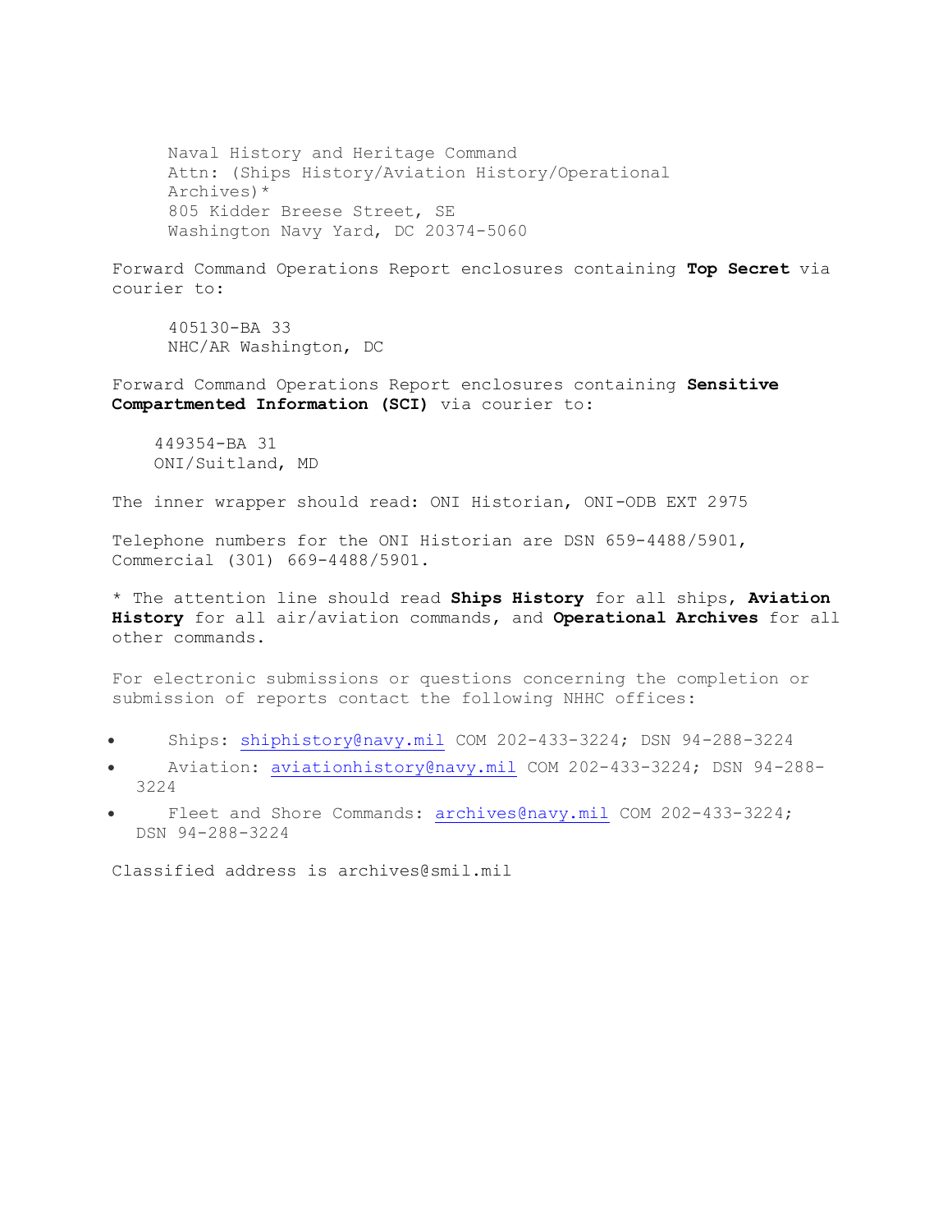Naval History and Heritage Command
Attn: (Ships History/Aviation History/Operational Archives)*
805 Kidder Breese Street, SE
Washington Navy Yard, DC 20374-5060

Forward Command Operations Report enclosures containing **Top Secret** via courier to:

405130-BA 33
NHC/AR Washington, DC

Forward Command Operations Report enclosures containing **Sensitive Compartmented Information (SCI)** via courier to:

449354-BA 31
ONI/Suitland, MD

The inner wrapper should read: ONI Historian, ONI-ODB EXT 2975

Telephone numbers for the ONI Historian are DSN 659-4488/5901, Commercial (301) 669-4488/5901.

* The attention line should read **Ships History** for all ships, **Aviation History** for all air/aviation commands, and **Operational Archives** for all other commands.

For electronic submissions or questions concerning the completion or submission of reports contact the following NHHC offices:

- Ships: shiphistory@navy.mil COM 202-433-3224; DSN 94-288-3224
- Aviation: aviationhistory@navy.mil COM 202-433-3224; DSN 94-288-3224
- Fleet and Shore Commands: archives@navy.mil COM 202-433-3224; DSN 94-288-3224

Classified address is archives@smil.mil